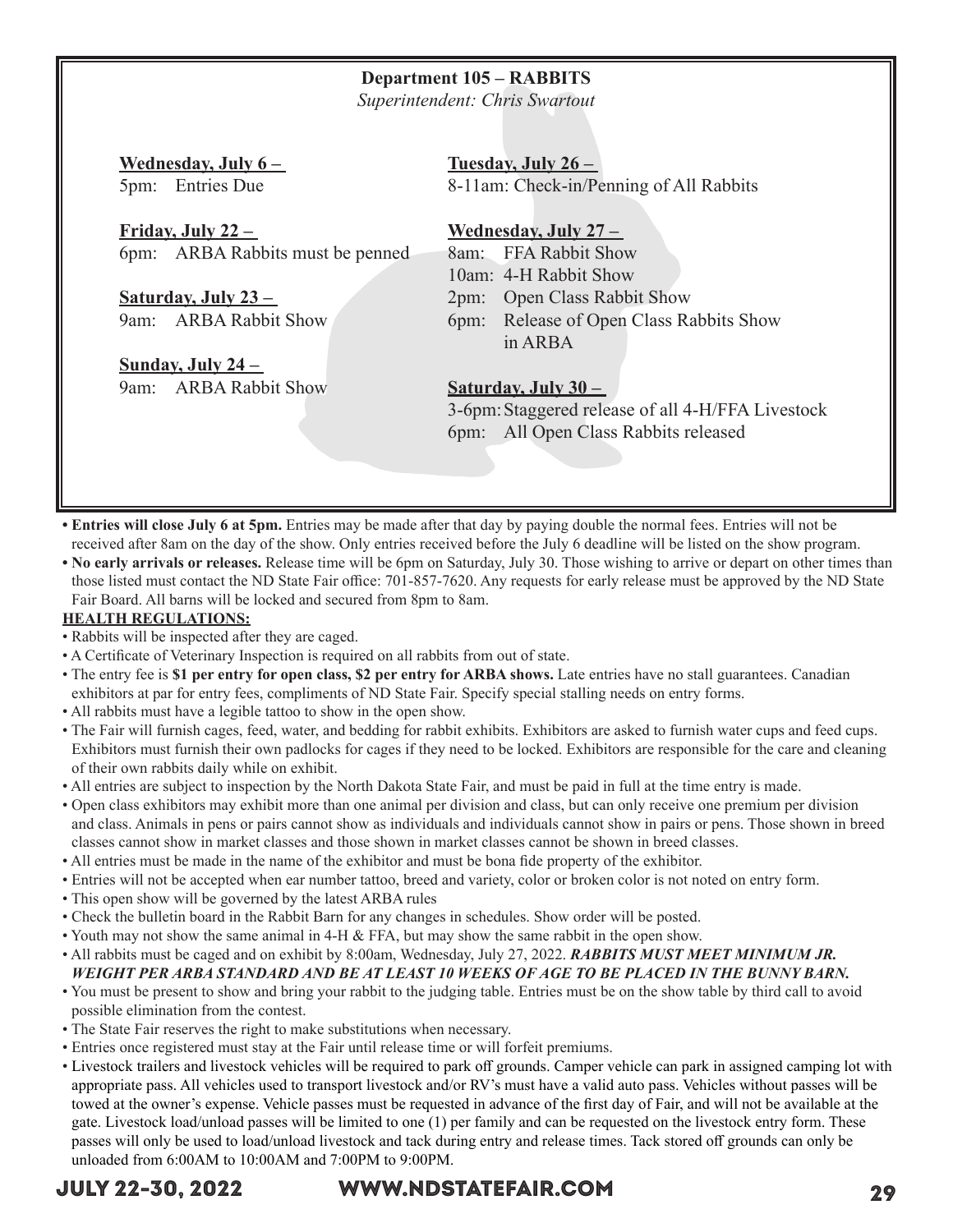## Department 105 – RABBITS

*Superintendent: Chris Swartout*

**Wednesday, July 6 –**
5pm: Entries Due

**Friday, July 22 –**
6pm: ARBA Rabbits must be penned

**Saturday, July 23 –**
9am: ARBA Rabbit Show

**Sunday, July 24 –**
9am: ARBA Rabbit Show

**Tuesday, July 26 –**
8-11am: Check-in/Penning of All Rabbits

**Wednesday, July 27 –**
8am: FFA Rabbit Show
10am: 4-H Rabbit Show
2pm: Open Class Rabbit Show
6pm: Release of Open Class Rabbits Show in ARBA

**Saturday, July 30 –**
3-6pm: Staggered release of all 4-H/FFA Livestock
6pm: All Open Class Rabbits released

- **Entries will close July 6 at 5pm.** Entries may be made after that day by paying double the normal fees. Entries will not be received after 8am on the day of the show. Only entries received before the July 6 deadline will be listed on the show program.
- **No early arrivals or releases.** Release time will be 6pm on Saturday, July 30. Those wishing to arrive or depart on other times than those listed must contact the ND State Fair office: 701-857-7620. Any requests for early release must be approved by the ND State Fair Board. All barns will be locked and secured from 8pm to 8am.

**HEALTH REGULATIONS:**

- Rabbits will be inspected after they are caged.
- A Certificate of Veterinary Inspection is required on all rabbits from out of state.
- The entry fee is **$1 per entry for open class, $2 per entry for ARBA shows.** Late entries have no stall guarantees. Canadian exhibitors at par for entry fees, compliments of ND State Fair. Specify special stalling needs on entry forms.
- All rabbits must have a legible tattoo to show in the open show.
- The Fair will furnish cages, feed, water, and bedding for rabbit exhibits. Exhibitors are asked to furnish water cups and feed cups. Exhibitors must furnish their own padlocks for cages if they need to be locked. Exhibitors are responsible for the care and cleaning of their own rabbits daily while on exhibit.
- All entries are subject to inspection by the North Dakota State Fair, and must be paid in full at the time entry is made.
- Open class exhibitors may exhibit more than one animal per division and class, but can only receive one premium per division and class. Animals in pens or pairs cannot show as individuals and individuals cannot show in pairs or pens. Those shown in breed classes cannot show in market classes and those shown in market classes cannot be shown in breed classes.
- All entries must be made in the name of the exhibitor and must be bona fide property of the exhibitor.
- Entries will not be accepted when ear number tattoo, breed and variety, color or broken color is not noted on entry form.
- This open show will be governed by the latest ARBA rules
- Check the bulletin board in the Rabbit Barn for any changes in schedules. Show order will be posted.
- Youth may not show the same animal in 4-H & FFA, but may show the same rabbit in the open show.
- All rabbits must be caged and on exhibit by 8:00am, Wednesday, July 27, 2022. ***RABBITS MUST MEET MINIMUM JR. WEIGHT PER ARBA STANDARD AND BE AT LEAST 10 WEEKS OF AGE TO BE PLACED IN THE BUNNY BARN.***
- You must be present to show and bring your rabbit to the judging table. Entries must be on the show table by third call to avoid possible elimination from the contest.
- The State Fair reserves the right to make substitutions when necessary.
- Entries once registered must stay at the Fair until release time or will forfeit premiums.
- Livestock trailers and livestock vehicles will be required to park off grounds. Camper vehicle can park in assigned camping lot with appropriate pass. All vehicles used to transport livestock and/or RV's must have a valid auto pass. Vehicles without passes will be towed at the owner's expense. Vehicle passes must be requested in advance of the first day of Fair, and will not be available at the gate. Livestock load/unload passes will be limited to one (1) per family and can be requested on the livestock entry form. These passes will only be used to load/unload livestock and tack during entry and release times. Tack stored off grounds can only be unloaded from 6:00AM to 10:00AM and 7:00PM to 9:00PM.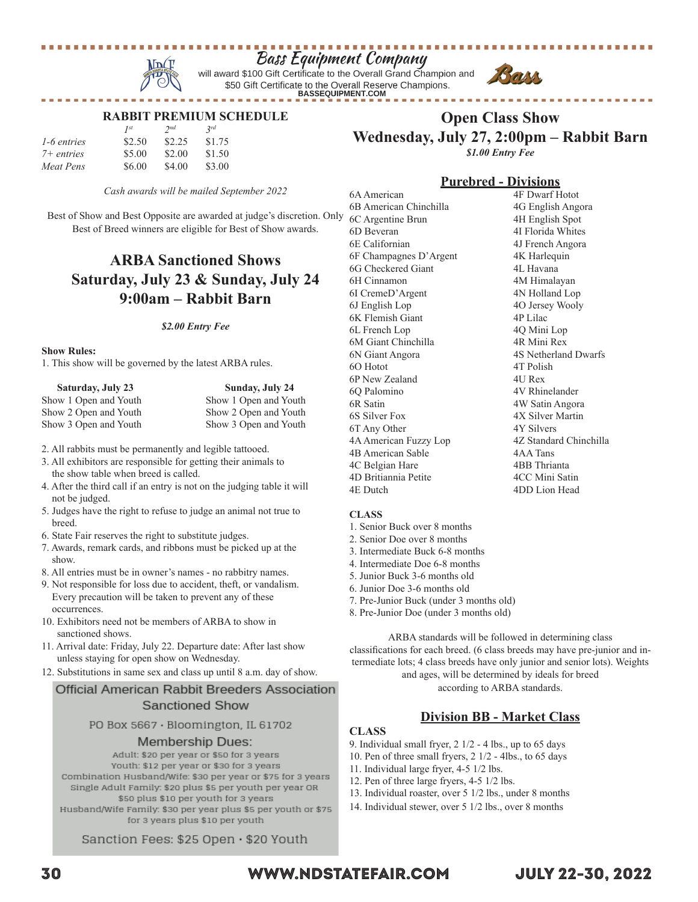**Bass Equipment Company** will award $100 Gift Certificate to the Overall Grand Champion and $50 Gift Certificate to the Overall Reserve Champions.
BASSEQUIPMENT.COM

## RABBIT PREMIUM SCHEDULE

| | 1st | 2nd | 3rd |
|---|---|---|---|
| *1-6 entries* | $2.50 | $2.25 | $1.75 |
| *7+ entries* | $5.00 | $2.00 | $1.50 |
| *Meat Pens* | $6.00 | $4.00 | $3.00 |

*Cash awards will be mailed September 2022*

Best of Show and Best Opposite are awarded at judge's discretion. Only Best of Breed winners are eligible for Best of Show awards.

## ARBA Sanctioned Shows
## Saturday, July 23 & Sunday, July 24
## 9:00am – Rabbit Barn

***$2.00 Entry Fee***

**Show Rules:**

1. This show will be governed by the latest ARBA rules.

| Saturday, July 23 | Sunday, July 24 |
|---|---|
| Show 1 Open and Youth | Show 1 Open and Youth |
| Show 2 Open and Youth | Show 2 Open and Youth |
| Show 3 Open and Youth | Show 3 Open and Youth |

2. All rabbits must be permanently and legible tattooed.
3. All exhibitors are responsible for getting their animals to the show table when breed is called.
4. After the third call if an entry is not on the judging table it will not be judged.
5. Judges have the right to refuse to judge an animal not true to breed.
6. State Fair reserves the right to substitute judges.
7. Awards, remark cards, and ribbons must be picked up at the show.
8. All entries must be in owner's names - no rabbitry names.
9. Not responsible for loss due to accident, theft, or vandalism. Every precaution will be taken to prevent any of these occurrences.
10. Exhibitors need not be members of ARBA to show in sanctioned shows.
11. Arrival date: Friday, July 22. Departure date: After last show unless staying for open show on Wednesday.
12. Substitutions in same sex and class up until 8 a.m. day of show.

**Official American Rabbit Breeders Association Sanctioned Show**

PO Box 5667 • Bloomington, IL 61702

**Membership Dues:**

Adult: $20 per year or $50 for 3 years
Youth: $12 per year or $30 for 3 years
Combination Husband/Wife: $30 per year or $75 for 3 years
Single Adult Family: $20 plus $5 per youth per year OR $50 plus $10 per youth for 3 years
Husband/Wife Family: $30 per year plus $5 per youth or $75 for 3 years plus $10 per youth

Sanction Fees: $25 Open • $20 Youth

## Open Class Show
## Wednesday, July 27, 2:00pm – Rabbit Barn

***$1.00 Entry Fee***

### Purebred - Divisions

6A American
6B American Chinchilla
6C Argentine Brun
6D Beveran
6E Californian
6F Champagnes D'Argent
6G Checkered Giant
6H Cinnamon
6I CremeD'Argent
6J English Lop
6K Flemish Giant
6L French Lop
6M Giant Chinchilla
6N Giant Angora
6O Hotot
6P New Zealand
6Q Palomino
6R Satin
6S Silver Fox
6T Any Other
4A American Fuzzy Lop
4B American Sable
4C Belgian Hare
4D Britiannia Petite
4E Dutch
4F Dwarf Hotot
4G English Angora
4H English Spot
4I Florida Whites
4J French Angora
4K Harlequin
4L Havana
4M Himalayan
4N Holland Lop
4O Jersey Wooly
4P Lilac
4Q Mini Lop
4R Mini Rex
4S Netherland Dwarfs
4T Polish
4U Rex
4V Rhinelander
4W Satin Angora
4X Silver Martin
4Y Silvers
4Z Standard Chinchilla
4AA Tans
4BB Thrianta
4CC Mini Satin
4DD Lion Head

**CLASS**

1. Senior Buck over 8 months
2. Senior Doe over 8 months
3. Intermediate Buck 6-8 months
4. Intermediate Doe 6-8 months
5. Junior Buck 3-6 months old
6. Junior Doe 3-6 months old
7. Pre-Junior Buck (under 3 months old)
8. Pre-Junior Doe (under 3 months old)

ARBA standards will be followed in determining class classifications for each breed. (6 class breeds may have pre-junior and intermediate lots; 4 class breeds have only junior and senior lots). Weights and ages, will be determined by ideals for breed according to ARBA standards.

### Division BB - Market Class

**CLASS**

9. Individual small fryer, 2 1/2 - 4 lbs., up to 65 days
10. Pen of three small fryers, 2 1/2 - 4lbs., to 65 days
11. Individual large fryer, 4-5 1/2 lbs.
12. Pen of three large fryers, 4-5 1/2 lbs.
13. Individual roaster, over 5 1/2 lbs., under 8 months
14. Individual stewer, over 5 1/2 lbs., over 8 months